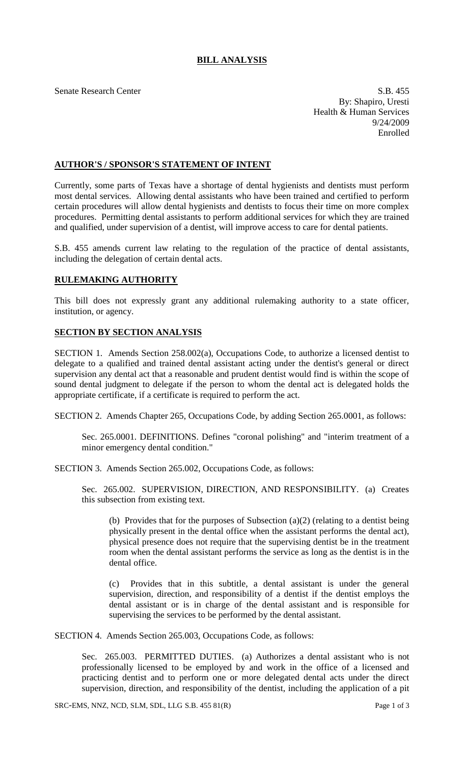# BILL ANALYSIS

Senate Research Center

S.B. 455
By: Shapiro, Uresti
Health & Human Services
9/24/2009
Enrolled

## AUTHOR'S / SPONSOR'S STATEMENT OF INTENT

Currently, some parts of Texas have a shortage of dental hygienists and dentists must perform most dental services. Allowing dental assistants who have been trained and certified to perform certain procedures will allow dental hygienists and dentists to focus their time on more complex procedures. Permitting dental assistants to perform additional services for which they are trained and qualified, under supervision of a dentist, will improve access to care for dental patients.

S.B. 455 amends current law relating to the regulation of the practice of dental assistants, including the delegation of certain dental acts.

## RULEMAKING AUTHORITY

This bill does not expressly grant any additional rulemaking authority to a state officer, institution, or agency.

## SECTION BY SECTION ANALYSIS

SECTION 1. Amends Section 258.002(a), Occupations Code, to authorize a licensed dentist to delegate to a qualified and trained dental assistant acting under the dentist's general or direct supervision any dental act that a reasonable and prudent dentist would find is within the scope of sound dental judgment to delegate if the person to whom the dental act is delegated holds the appropriate certificate, if a certificate is required to perform the act.

SECTION 2. Amends Chapter 265, Occupations Code, by adding Section 265.0001, as follows:

Sec. 265.0001. DEFINITIONS. Defines "coronal polishing" and "interim treatment of a minor emergency dental condition."

SECTION 3. Amends Section 265.002, Occupations Code, as follows:

Sec. 265.002. SUPERVISION, DIRECTION, AND RESPONSIBILITY. (a) Creates this subsection from existing text.

(b) Provides that for the purposes of Subsection (a)(2) (relating to a dentist being physically present in the dental office when the assistant performs the dental act), physical presence does not require that the supervising dentist be in the treatment room when the dental assistant performs the service as long as the dentist is in the dental office.

(c) Provides that in this subtitle, a dental assistant is under the general supervision, direction, and responsibility of a dentist if the dentist employs the dental assistant or is in charge of the dental assistant and is responsible for supervising the services to be performed by the dental assistant.

SECTION 4. Amends Section 265.003, Occupations Code, as follows:

Sec. 265.003. PERMITTED DUTIES. (a) Authorizes a dental assistant who is not professionally licensed to be employed by and work in the office of a licensed and practicing dentist and to perform one or more delegated dental acts under the direct supervision, direction, and responsibility of the dentist, including the application of a pit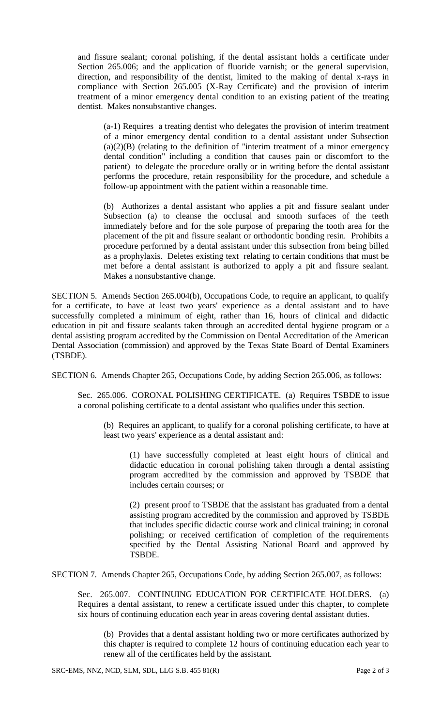and fissure sealant; coronal polishing, if the dental assistant holds a certificate under Section 265.006; and the application of fluoride varnish; or the general supervision, direction, and responsibility of the dentist, limited to the making of dental x-rays in compliance with Section 265.005 (X-Ray Certificate) and the provision of interim treatment of a minor emergency dental condition to an existing patient of the treating dentist. Makes nonsubstantive changes.

> (a-1) Requires a treating dentist who delegates the provision of interim treatment of a minor emergency dental condition to a dental assistant under Subsection (a)(2)(B) (relating to the definition of "interim treatment of a minor emergency dental condition" including a condition that causes pain or discomfort to the patient) to delegate the procedure orally or in writing before the dental assistant performs the procedure, retain responsibility for the procedure, and schedule a follow-up appointment with the patient within a reasonable time.
>
> (b) Authorizes a dental assistant who applies a pit and fissure sealant under Subsection (a) to cleanse the occlusal and smooth surfaces of the teeth immediately before and for the sole purpose of preparing the tooth area for the placement of the pit and fissure sealant or orthodontic bonding resin. Prohibits a procedure performed by a dental assistant under this subsection from being billed as a prophylaxis. Deletes existing text relating to certain conditions that must be met before a dental assistant is authorized to apply a pit and fissure sealant. Makes a nonsubstantive change.

SECTION 5. Amends Section 265.004(b), Occupations Code, to require an applicant, to qualify for a certificate, to have at least two years' experience as a dental assistant and to have successfully completed a minimum of eight, rather than 16, hours of clinical and didactic education in pit and fissure sealants taken through an accredited dental hygiene program or a dental assisting program accredited by the Commission on Dental Accreditation of the American Dental Association (commission) and approved by the Texas State Board of Dental Examiners (TSBDE).

SECTION 6. Amends Chapter 265, Occupations Code, by adding Section 265.006, as follows:

> Sec. 265.006. CORONAL POLISHING CERTIFICATE. (a) Requires TSBDE to issue a coronal polishing certificate to a dental assistant who qualifies under this section.
>
> > (b) Requires an applicant, to qualify for a coronal polishing certificate, to have at least two years' experience as a dental assistant and:
> >
> > > (1) have successfully completed at least eight hours of clinical and didactic education in coronal polishing taken through a dental assisting program accredited by the commission and approved by TSBDE that includes certain courses; or
> > >
> > > (2) present proof to TSBDE that the assistant has graduated from a dental assisting program accredited by the commission and approved by TSBDE that includes specific didactic course work and clinical training; in coronal polishing; or received certification of completion of the requirements specified by the Dental Assisting National Board and approved by TSBDE.

SECTION 7. Amends Chapter 265, Occupations Code, by adding Section 265.007, as follows:

> Sec. 265.007. CONTINUING EDUCATION FOR CERTIFICATE HOLDERS. (a) Requires a dental assistant, to renew a certificate issued under this chapter, to complete six hours of continuing education each year in areas covering dental assistant duties.
>
> > (b) Provides that a dental assistant holding two or more certificates authorized by this chapter is required to complete 12 hours of continuing education each year to renew all of the certificates held by the assistant.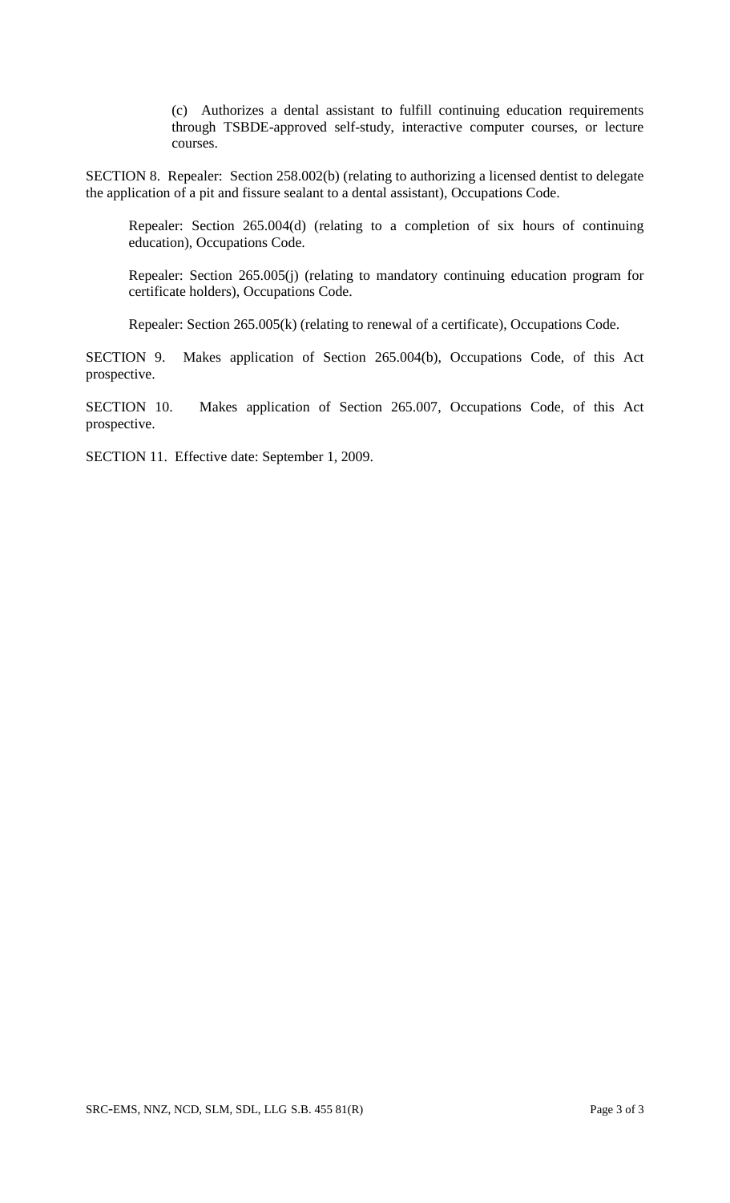(c) Authorizes a dental assistant to fulfill continuing education requirements through TSBDE-approved self-study, interactive computer courses, or lecture courses.

SECTION 8. Repealer: Section 258.002(b) (relating to authorizing a licensed dentist to delegate the application of a pit and fissure sealant to a dental assistant), Occupations Code.

Repealer: Section 265.004(d) (relating to a completion of six hours of continuing education), Occupations Code.

Repealer: Section 265.005(j) (relating to mandatory continuing education program for certificate holders), Occupations Code.

Repealer: Section 265.005(k) (relating to renewal of a certificate), Occupations Code.

SECTION 9. Makes application of Section 265.004(b), Occupations Code, of this Act prospective.

SECTION 10. Makes application of Section 265.007, Occupations Code, of this Act prospective.

SECTION 11. Effective date: September 1, 2009.

SRC-EMS, NNZ, NCD, SLM, SDL, LLG S.B. 455 81(R)